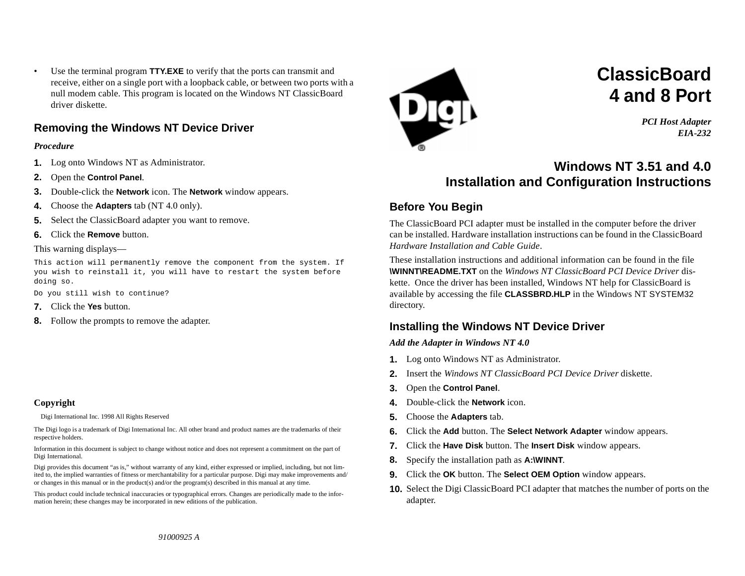# ClassicBoard 4 and 8 Port

***PCI Host Adapter***
***EIA-232***

## Windows NT 3.51 and 4.0 Installation and Configuration Instructions

### Before You Begin

The ClassicBoard PCI adapter must be installed in the computer before the driver can be installed. Hardware installation instructions can be found in the ClassicBoard *Hardware Installation and Cable Guide*.

These installation instructions and additional information can be found in the file **\WINNT\README.TXT** on the *Windows NT ClassicBoard PCI Device Driver* diskette. Once the driver has been installed, Windows NT help for ClassicBoard is available by accessing the file **CLASSBRD.HLP** in the Windows NT SYSTEM32 directory.

### Installing the Windows NT Device Driver

***Add the Adapter in Windows NT 4.0***

1. Log onto Windows NT as Administrator.
2. Insert the *Windows NT ClassicBoard PCI Device Driver* diskette.
3. Open the **Control Panel**.
4. Double-click the **Network** icon.
5. Choose the **Adapters** tab.
6. Click the **Add** button. The **Select Network Adapter** window appears.
7. Click the **Have Disk** button. The **Insert Disk** window appears.
8. Specify the installation path as **A:\WINNT**.
9. Click the **OK** button. The **Select OEM Option** window appears.
10. Select the Digi ClassicBoard PCI adapter that matches the number of ports on the adapter.

- Use the terminal program **TTY.EXE** to verify that the ports can transmit and receive, either on a single port with a loopback cable, or between two ports with a null modem cable. This program is located on the Windows NT ClassicBoard driver diskette.

### Removing the Windows NT Device Driver

***Procedure***

1. Log onto Windows NT as Administrator.
2. Open the **Control Panel**.
3. Double-click the **Network** icon. The **Network** window appears.
4. Choose the **Adapters** tab (NT 4.0 only).
5. Select the ClassicBoard adapter you want to remove.
6. Click the **Remove** button.

This warning displays—

```
This action will permanently remove the component from the system. If
you wish to reinstall it, you will have to restart the system before
doing so.
Do you still wish to continue?
```

7. Click the **Yes** button.
8. Follow the prompts to remove the adapter.

**Copyright**

Digi International Inc. 1998 All Rights Reserved

The Digi logo is a trademark of Digi International Inc. All other brand and product names are the trademarks of their respective holders.

Information in this document is subject to change without notice and does not represent a commitment on the part of Digi International.

Digi provides this document "as is," without warranty of any kind, either expressed or implied, including, but not limited to, the implied warranties of fitness or merchantability for a particular purpose. Digi may make improvements and/or changes in this manual or in the product(s) and/or the program(s) described in this manual at any time.

This product could include technical inaccuracies or typographical errors. Changes are periodically made to the information herein; these changes may be incorporated in new editions of the publication.

*91000925 A*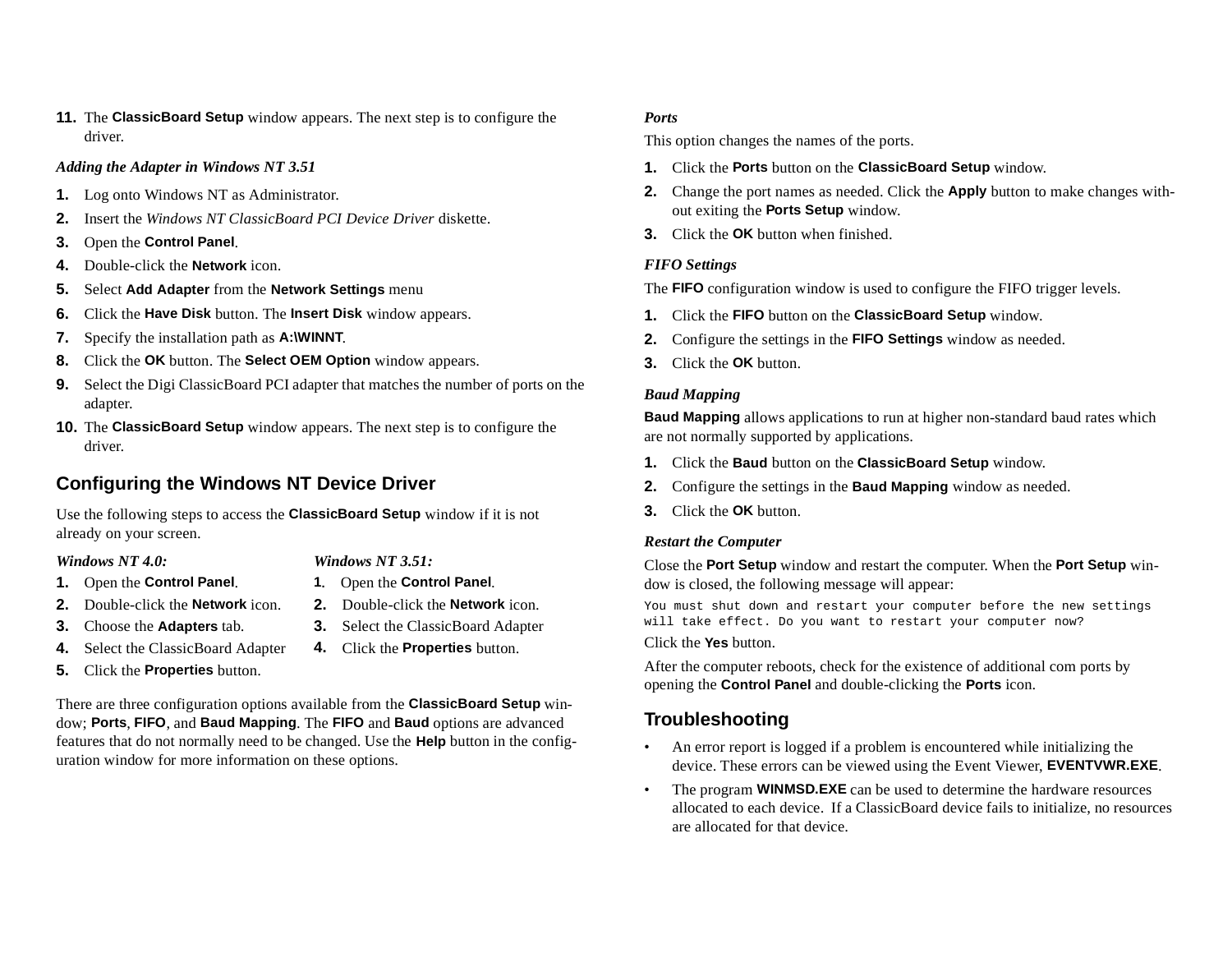11. The **ClassicBoard Setup** window appears. The next step is to configure the driver.

***Adding the Adapter in Windows NT 3.51***

1. Log onto Windows NT as Administrator.
2. Insert the *Windows NT ClassicBoard PCI Device Driver* diskette.
3. Open the **Control Panel**.
4. Double-click the **Network** icon.
5. Select **Add Adapter** from the **Network Settings** menu
6. Click the **Have Disk** button. The **Insert Disk** window appears.
7. Specify the installation path as **A:\WINNT**.
8. Click the **OK** button. The **Select OEM Option** window appears.
9. Select the Digi ClassicBoard PCI adapter that matches the number of ports on the adapter.
10. The **ClassicBoard Setup** window appears. The next step is to configure the driver.

## Configuring the Windows NT Device Driver

Use the following steps to access the **ClassicBoard Setup** window if it is not already on your screen.

***Windows NT 4.0:***

1. Open the **Control Panel**.
2. Double-click the **Network** icon.
3. Choose the **Adapters** tab.
4. Select the ClassicBoard Adapter
5. Click the **Properties** button.

***Windows NT 3.51:***

1. Open the **Control Panel**.
2. Double-click the **Network** icon.
3. Select the ClassicBoard Adapter
4. Click the **Properties** button.

There are three configuration options available from the **ClassicBoard Setup** window; **Ports**, **FIFO**, and **Baud Mapping**. The **FIFO** and **Baud** options are advanced features that do not normally need to be changed. Use the **Help** button in the configuration window for more information on these options.

***Ports***

This option changes the names of the ports.

1. Click the **Ports** button on the **ClassicBoard Setup** window.
2. Change the port names as needed. Click the **Apply** button to make changes without exiting the **Ports Setup** window.
3. Click the **OK** button when finished.

***FIFO Settings***

The **FIFO** configuration window is used to configure the FIFO trigger levels.

1. Click the **FIFO** button on the **ClassicBoard Setup** window.
2. Configure the settings in the **FIFO Settings** window as needed.
3. Click the **OK** button.

***Baud Mapping***

**Baud Mapping** allows applications to run at higher non-standard baud rates which are not normally supported by applications.

1. Click the **Baud** button on the **ClassicBoard Setup** window.
2. Configure the settings in the **Baud Mapping** window as needed.
3. Click the **OK** button.

***Restart the Computer***

Close the **Port Setup** window and restart the computer. When the **Port Setup** window is closed, the following message will appear:

```
You must shut down and restart your computer before the new settings
will take effect. Do you want to restart your computer now?
```

Click the **Yes** button.

After the computer reboots, check for the existence of additional com ports by opening the **Control Panel** and double-clicking the **Ports** icon.

## Troubleshooting

- An error report is logged if a problem is encountered while initializing the device. These errors can be viewed using the Event Viewer, **EVENTVWR.EXE**.
- The program **WINMSD.EXE** can be used to determine the hardware resources allocated to each device. If a ClassicBoard device fails to initialize, no resources are allocated for that device.